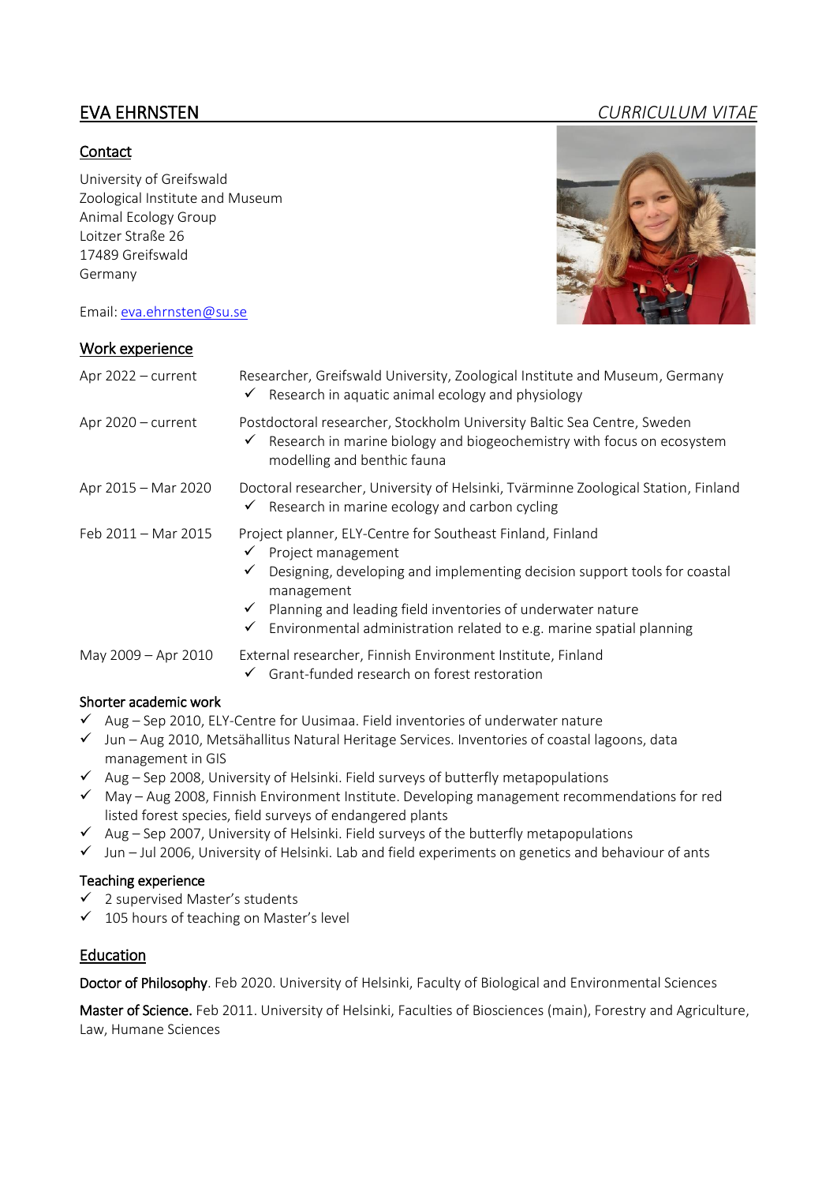# EVA EHRNSTEN

*CURRICULUM VITAE*

## Contact

University of Greifswald
Zoological Institute and Museum
Animal Ecology Group
Loitzer Straße 26
17489 Greifswald
Germany

Email: eva.ehrnsten@su.se

## Work experience

| | |
|---|---|
| Apr 2022 – current | Researcher, Greifswald University, Zoological Institute and Museum, Germany<br>✓ Research in aquatic animal ecology and physiology |
| Apr 2020 – current | Postdoctoral researcher, Stockholm University Baltic Sea Centre, Sweden<br>✓ Research in marine biology and biogeochemistry with focus on ecosystem modelling and benthic fauna |
| Apr 2015 – Mar 2020 | Doctoral researcher, University of Helsinki, Tvärminne Zoological Station, Finland<br>✓ Research in marine ecology and carbon cycling |
| Feb 2011 – Mar 2015 | Project planner, ELY-Centre for Southeast Finland, Finland<br>✓ Project management<br>✓ Designing, developing and implementing decision support tools for coastal management<br>✓ Planning and leading field inventories of underwater nature<br>✓ Environmental administration related to e.g. marine spatial planning |
| May 2009 – Apr 2010 | External researcher, Finnish Environment Institute, Finland<br>✓ Grant-funded research on forest restoration |

### Shorter academic work

- ✓ Aug – Sep 2010, ELY-Centre for Uusimaa. Field inventories of underwater nature
- ✓ Jun – Aug 2010, Metsähallitus Natural Heritage Services. Inventories of coastal lagoons, data management in GIS
- ✓ Aug – Sep 2008, University of Helsinki. Field surveys of butterfly metapopulations
- ✓ May – Aug 2008, Finnish Environment Institute. Developing management recommendations for red listed forest species, field surveys of endangered plants
- ✓ Aug – Sep 2007, University of Helsinki. Field surveys of the butterfly metapopulations
- ✓ Jun – Jul 2006, University of Helsinki. Lab and field experiments on genetics and behaviour of ants

### Teaching experience

- ✓ 2 supervised Master's students
- ✓ 105 hours of teaching on Master's level

## Education

**Doctor of Philosophy**. Feb 2020. University of Helsinki, Faculty of Biological and Environmental Sciences

**Master of Science.** Feb 2011. University of Helsinki, Faculties of Biosciences (main), Forestry and Agriculture, Law, Humane Sciences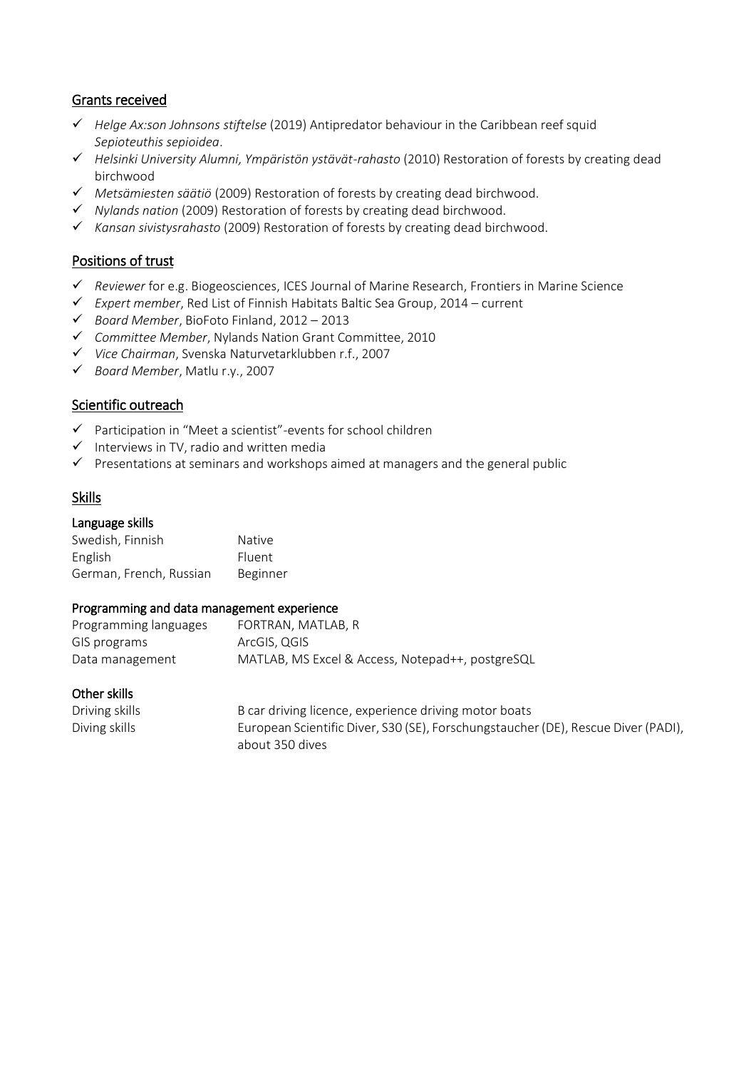## Grants received

- ✓ *Helge Ax:son Johnsons stiftelse* (2019) Antipredator behaviour in the Caribbean reef squid *Sepioteuthis sepioidea*.
- ✓ *Helsinki University Alumni, Ympäristön ystävät-rahasto* (2010) Restoration of forests by creating dead birchwood
- ✓ *Metsämiesten säätiö* (2009) Restoration of forests by creating dead birchwood.
- ✓ *Nylands nation* (2009) Restoration of forests by creating dead birchwood.
- ✓ *Kansan sivistysrahasto* (2009) Restoration of forests by creating dead birchwood.

## Positions of trust

- ✓ *Reviewer* for e.g. Biogeosciences, ICES Journal of Marine Research, Frontiers in Marine Science
- ✓ *Expert member*, Red List of Finnish Habitats Baltic Sea Group, 2014 – current
- ✓ *Board Member*, BioFoto Finland, 2012 – 2013
- ✓ *Committee Member*, Nylands Nation Grant Committee, 2010
- ✓ *Vice Chairman*, Svenska Naturvetarklubben r.f., 2007
- ✓ *Board Member*, Matlu r.y., 2007

## Scientific outreach

- ✓ Participation in "Meet a scientist"-events for school children
- ✓ Interviews in TV, radio and written media
- ✓ Presentations at seminars and workshops aimed at managers and the general public

## Skills

### Language skills

| | |
|---|---|
| Swedish, Finnish | Native |
| English | Fluent |
| German, French, Russian | Beginner |

### Programming and data management experience

| | |
|---|---|
| Programming languages | FORTRAN, MATLAB, R |
| GIS programs | ArcGIS, QGIS |
| Data management | MATLAB, MS Excel & Access, Notepad++, postgreSQL |

### Other skills

| | |
|---|---|
| Driving skills | B car driving licence, experience driving motor boats |
| Diving skills | European Scientific Diver, S30 (SE), Forschungstaucher (DE), Rescue Diver (PADI), about 350 dives |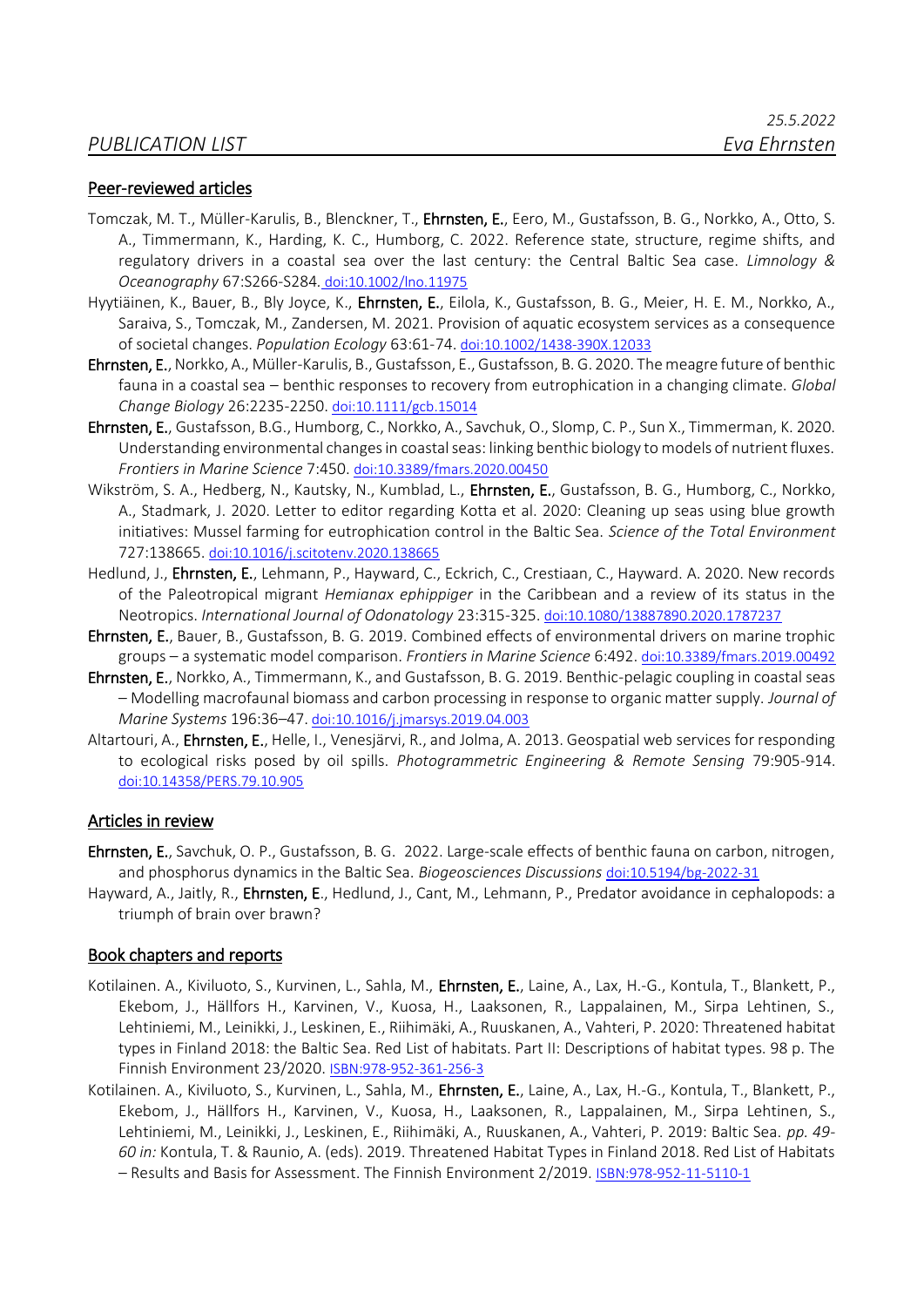25.5.2022

*PUBLICATION LIST* *Eva Ehrnsten*

## Peer-reviewed articles

Tomczak, M. T., Müller-Karulis, B., Blenckner, T., **Ehrnsten, E.**, Eero, M., Gustafsson, B. G., Norkko, A., Otto, S. A., Timmermann, K., Harding, K. C., Humborg, C. 2022. Reference state, structure, regime shifts, and regulatory drivers in a coastal sea over the last century: the Central Baltic Sea case. *Limnology & Oceanography* 67:S266-S284. doi:10.1002/lno.11975

Hyytiäinen, K., Bauer, B., Bly Joyce, K., **Ehrnsten, E.**, Eilola, K., Gustafsson, B. G., Meier, H. E. M., Norkko, A., Saraiva, S., Tomczak, M., Zandersen, M. 2021. Provision of aquatic ecosystem services as a consequence of societal changes. *Population Ecology* 63:61-74. doi:10.1002/1438-390X.12033

**Ehrnsten, E.**, Norkko, A., Müller-Karulis, B., Gustafsson, E., Gustafsson, B. G. 2020. The meagre future of benthic fauna in a coastal sea – benthic responses to recovery from eutrophication in a changing climate. *Global Change Biology* 26:2235-2250. doi:10.1111/gcb.15014

**Ehrnsten, E.**, Gustafsson, B.G., Humborg, C., Norkko, A., Savchuk, O., Slomp, C. P., Sun X., Timmerman, K. 2020. Understanding environmental changes in coastal seas: linking benthic biology to models of nutrient fluxes. *Frontiers in Marine Science* 7:450. doi:10.3389/fmars.2020.00450

Wikström, S. A., Hedberg, N., Kautsky, N., Kumblad, L., **Ehrnsten, E.**, Gustafsson, B. G., Humborg, C., Norkko, A., Stadmark, J. 2020. Letter to editor regarding Kotta et al. 2020: Cleaning up seas using blue growth initiatives: Mussel farming for eutrophication control in the Baltic Sea. *Science of the Total Environment* 727:138665. doi:10.1016/j.scitotenv.2020.138665

Hedlund, J., **Ehrnsten, E.**, Lehmann, P., Hayward, C., Eckrich, C., Crestiaan, C., Hayward. A. 2020. New records of the Paleotropical migrant *Hemianax ephippiger* in the Caribbean and a review of its status in the Neotropics. *International Journal of Odonatology* 23:315-325. doi:10.1080/13887890.2020.1787237

**Ehrnsten, E.**, Bauer, B., Gustafsson, B. G. 2019. Combined effects of environmental drivers on marine trophic groups – a systematic model comparison. *Frontiers in Marine Science* 6:492. doi:10.3389/fmars.2019.00492

**Ehrnsten, E.**, Norkko, A., Timmermann, K., and Gustafsson, B. G. 2019. Benthic-pelagic coupling in coastal seas – Modelling macrofaunal biomass and carbon processing in response to organic matter supply. *Journal of Marine Systems* 196:36–47. doi:10.1016/j.jmarsys.2019.04.003

Altartouri, A., **Ehrnsten, E.**, Helle, I., Venesjärvi, R., and Jolma, A. 2013. Geospatial web services for responding to ecological risks posed by oil spills. *Photogrammetric Engineering & Remote Sensing* 79:905-914. doi:10.14358/PERS.79.10.905

## Articles in review

**Ehrnsten, E.**, Savchuk, O. P., Gustafsson, B. G. 2022. Large-scale effects of benthic fauna on carbon, nitrogen, and phosphorus dynamics in the Baltic Sea. *Biogeosciences Discussions* doi:10.5194/bg-2022-31

Hayward, A., Jaitly, R., **Ehrnsten, E**., Hedlund, J., Cant, M., Lehmann, P., Predator avoidance in cephalopods: a triumph of brain over brawn?

## Book chapters and reports

Kotilainen. A., Kiviluoto, S., Kurvinen, L., Sahla, M., **Ehrnsten, E.**, Laine, A., Lax, H.-G., Kontula, T., Blankett, P., Ekebom, J., Hällfors H., Karvinen, V., Kuosa, H., Laaksonen, R., Lappalainen, M., Sirpa Lehtinen, S., Lehtiniemi, M., Leinikki, J., Leskinen, E., Riihimäki, A., Ruuskanen, A., Vahteri, P. 2020: Threatened habitat types in Finland 2018: the Baltic Sea. Red List of habitats. Part II: Descriptions of habitat types. 98 p. The Finnish Environment 23/2020. ISBN:978-952-361-256-3

Kotilainen. A., Kiviluoto, S., Kurvinen, L., Sahla, M., **Ehrnsten, E.**, Laine, A., Lax, H.-G., Kontula, T., Blankett, P., Ekebom, J., Hällfors H., Karvinen, V., Kuosa, H., Laaksonen, R., Lappalainen, M., Sirpa Lehtinen, S., Lehtiniemi, M., Leinikki, J., Leskinen, E., Riihimäki, A., Ruuskanen, A., Vahteri, P. 2019: Baltic Sea. *pp. 49-60 in:* Kontula, T. & Raunio, A. (eds). 2019. Threatened Habitat Types in Finland 2018. Red List of Habitats – Results and Basis for Assessment. The Finnish Environment 2/2019. ISBN:978-952-11-5110-1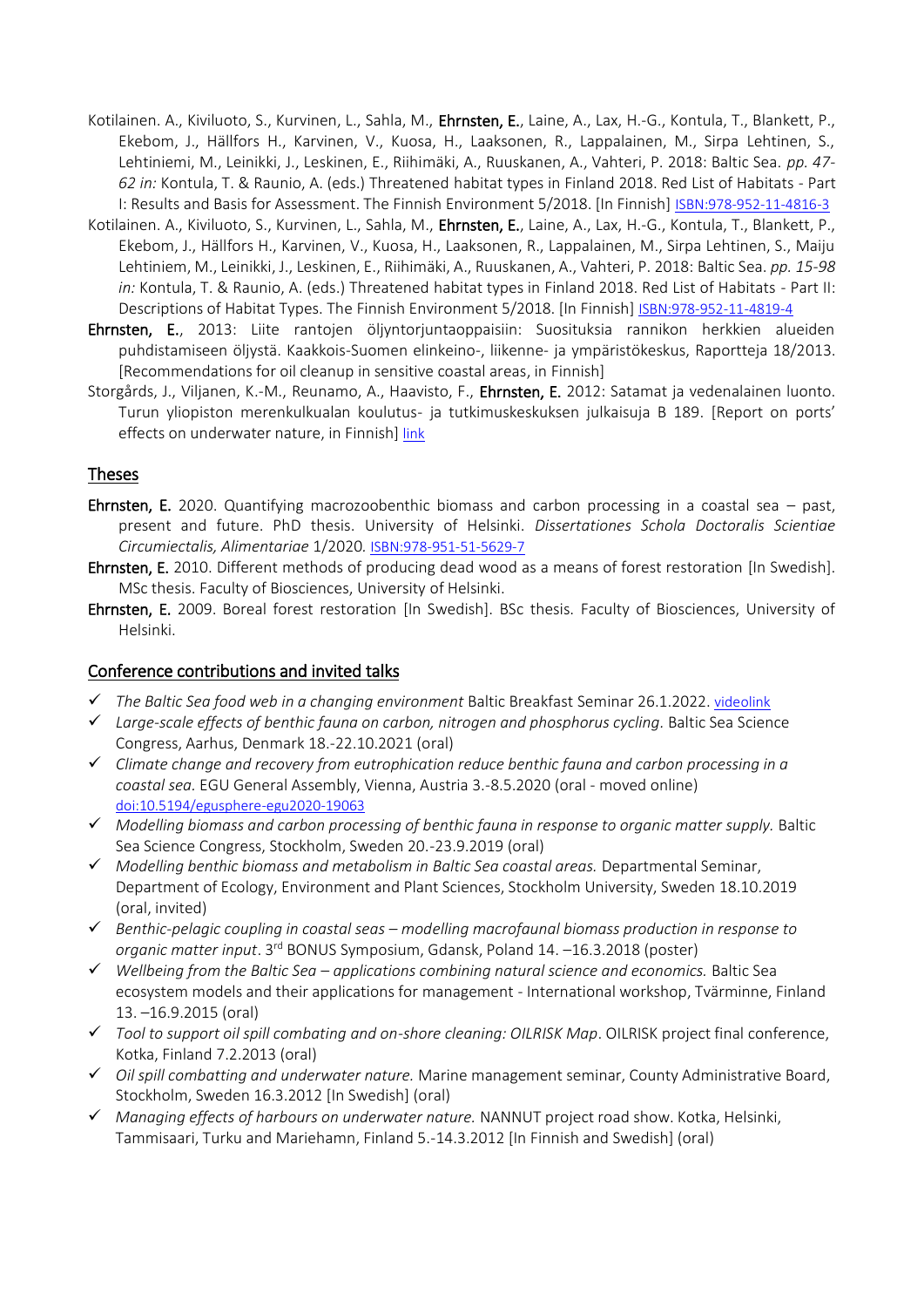Kotilainen. A., Kiviluoto, S., Kurvinen, L., Sahla, M., **Ehrnsten, E.**, Laine, A., Lax, H.-G., Kontula, T., Blankett, P., Ekebom, J., Hällfors H., Karvinen, V., Kuosa, H., Laaksonen, R., Lappalainen, M., Sirpa Lehtinen, S., Lehtiniemi, M., Leinikki, J., Leskinen, E., Riihimäki, A., Ruuskanen, A., Vahteri, P. 2018: Baltic Sea. *pp. 47-62 in:* Kontula, T. & Raunio, A. (eds.) Threatened habitat types in Finland 2018. Red List of Habitats - Part I: Results and Basis for Assessment. The Finnish Environment 5/2018. [In Finnish] ISBN:978-952-11-4816-3

Kotilainen. A., Kiviluoto, S., Kurvinen, L., Sahla, M., **Ehrnsten, E.**, Laine, A., Lax, H.-G., Kontula, T., Blankett, P., Ekebom, J., Hällfors H., Karvinen, V., Kuosa, H., Laaksonen, R., Lappalainen, M., Sirpa Lehtinen, S., Maiju Lehtiniem, M., Leinikki, J., Leskinen, E., Riihimäki, A., Ruuskanen, A., Vahteri, P. 2018: Baltic Sea. *pp. 15-98 in:* Kontula, T. & Raunio, A. (eds.) Threatened habitat types in Finland 2018. Red List of Habitats - Part II: Descriptions of Habitat Types. The Finnish Environment 5/2018. [In Finnish] ISBN:978-952-11-4819-4

**Ehrnsten, E.**, 2013: Liite rantojen öljyntorjuntaoppaisiin: Suosituksia rannikon herkkien alueiden puhdistamiseen öljystä. Kaakkois-Suomen elinkeino-, liikenne- ja ympäristökeskus, Raportteja 18/2013. [Recommendations for oil cleanup in sensitive coastal areas, in Finnish]

Storgårds, J., Viljanen, K.-M., Reunamo, A., Haavisto, F., **Ehrnsten, E.** 2012: Satamat ja vedenalainen luonto. Turun yliopiston merenkulkualan koulutus- ja tutkimuskeskuksen julkaisuja B 189. [Report on ports' effects on underwater nature, in Finnish] link

## Theses

**Ehrnsten, E.** 2020. Quantifying macrozoobenthic biomass and carbon processing in a coastal sea – past, present and future. PhD thesis. University of Helsinki. *Dissertationes Schola Doctoralis Scientiae Circumiectalis, Alimentariae* 1/2020. ISBN:978-951-51-5629-7

**Ehrnsten, E.** 2010. Different methods of producing dead wood as a means of forest restoration [In Swedish]. MSc thesis. Faculty of Biosciences, University of Helsinki.

**Ehrnsten, E.** 2009. Boreal forest restoration [In Swedish]. BSc thesis. Faculty of Biosciences, University of Helsinki.

## Conference contributions and invited talks

- ✓ *The Baltic Sea food web in a changing environment* Baltic Breakfast Seminar 26.1.2022. videolink
- ✓ *Large-scale effects of benthic fauna on carbon, nitrogen and phosphorus cycling.* Baltic Sea Science Congress, Aarhus, Denmark 18.-22.10.2021 (oral)
- ✓ *Climate change and recovery from eutrophication reduce benthic fauna and carbon processing in a coastal sea.* EGU General Assembly, Vienna, Austria 3.-8.5.2020 (oral - moved online) doi:10.5194/egusphere-egu2020-19063
- ✓ *Modelling biomass and carbon processing of benthic fauna in response to organic matter supply.* Baltic Sea Science Congress, Stockholm, Sweden 20.-23.9.2019 (oral)
- ✓ *Modelling benthic biomass and metabolism in Baltic Sea coastal areas.* Departmental Seminar, Department of Ecology, Environment and Plant Sciences, Stockholm University, Sweden 18.10.2019 (oral, invited)
- ✓ *Benthic-pelagic coupling in coastal seas – modelling macrofaunal biomass production in response to organic matter input*. 3rd BONUS Symposium, Gdansk, Poland 14. –16.3.2018 (poster)
- ✓ *Wellbeing from the Baltic Sea – applications combining natural science and economics.* Baltic Sea ecosystem models and their applications for management - International workshop, Tvärminne, Finland 13. –16.9.2015 (oral)
- ✓ *Tool to support oil spill combating and on-shore cleaning: OILRISK Map*. OILRISK project final conference, Kotka, Finland 7.2.2013 (oral)
- ✓ *Oil spill combatting and underwater nature.* Marine management seminar, County Administrative Board, Stockholm, Sweden 16.3.2012 [In Swedish] (oral)
- ✓ *Managing effects of harbours on underwater nature.* NANNUT project road show. Kotka, Helsinki, Tammisaari, Turku and Mariehamn, Finland 5.-14.3.2012 [In Finnish and Swedish] (oral)